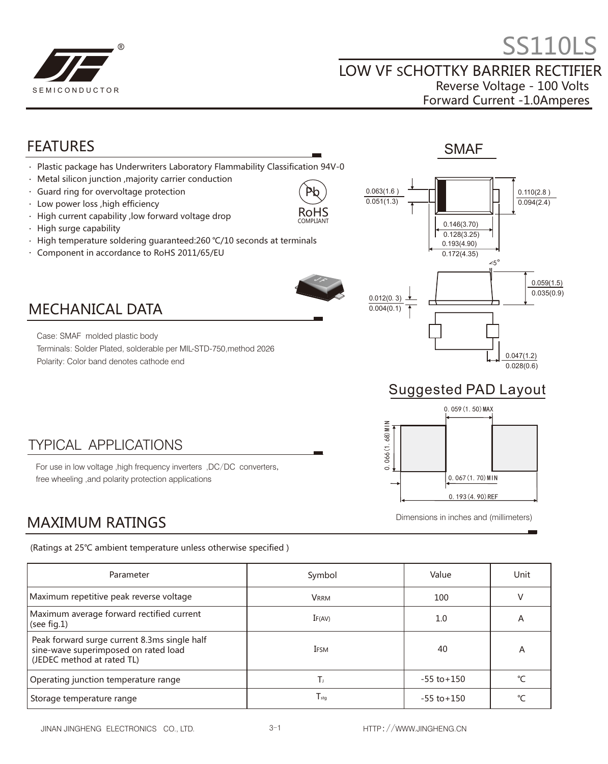# SS110LS

## LOW VF SCHOTTKY BARRIER RECTIFIER

Reverse Voltage - 100 Volts
Forward Current -1.0Amperes

## FEATURES

- Plastic package has Underwriters Laboratory Flammability Classification 94V-0
- Metal silicon junction ,majority carrier conduction
- Guard ring for overvoltage protection
- Low power loss ,high efficiency
- High current capability ,low forward voltage drop
- High surge capability
- High temperature soldering guaranteed:260 ℃/10 seconds at terminals
- Component in accordance to RoHS 2011/65/EU

RoHS COMPLIANT

SMAF

0.063(1.6 ) 0.051(1.3)
0.110(2.8 ) 0.094(2.4)
0.146(3.70) 0.128(3.25)
0.193(4.90) 0.172(4.35)
5°
0.059(1.5) 0.035(0.9)
0.012(0. 3) 0.004(0.1)
0.047(1.2) 0.028(0.6)

## MECHANICAL DATA

Case: SMAF molded plastic body
Terminals: Solder Plated, solderable per MIL-STD-750,method 2026
Polarity: Color band denotes cathode end

## Suggested PAD Layout

0. 059 (1. 50) MAX
0. 066 (1. 68) MIN
0. 067 (1. 70) MIN
0. 193 (4. 90) REF

Dimensions in inches and (millimeters)

## TYPICAL APPLICATIONS

For use in low voltage ,high frequency inverters ,DC/DC converters, free wheeling ,and polarity protection applications

## MAXIMUM RATINGS

(Ratings at 25℃ ambient temperature unless otherwise specified )

| Parameter | Symbol | Value | Unit |
|---|---|---|---|
| Maximum repetitive peak reverse voltage | $V_{RRM}$ | 100 | V |
| Maximum average forward rectified current (see fig.1) | $I_{F(AV)}$ | 1.0 | A |
| Peak forward surge current 8.3ms single half sine-wave superimposed on rated load (JEDEC method at rated TL) | $I_{FSM}$ | 40 | A |
| Operating junction temperature range | $T_J$ | -55 to+150 | ℃ |
| Storage temperature range | $T_{stg}$ | -55 to+150 | ℃ |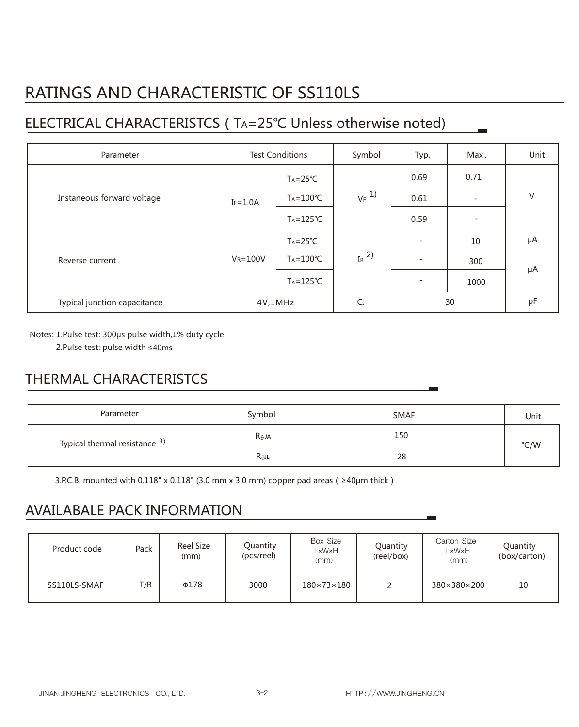# RATINGS AND CHARACTERISTIC OF SS110LS

## ELECTRICAL CHARACTERISTCS ( $T_A$=25℃ Unless otherwise noted)

| Parameter | Test Conditions | | Symbol | Typ. | Max . | Unit |
|---|---|---|---|---|---|---|
| Instaneous forward voltage | $I_F$=1.0A | $T_A$=25℃ | $V_F$ 1) | 0.69 | 0.71 | V |
| | | $T_A$=100℃ | | 0.61 | - | |
| | | $T_A$=125℃ | | 0.59 | - | |
| Reverse current | $V_R$=100V | $T_A$=25℃ | $I_R$ 2) | - | 10 | μA |
| | | $T_A$=100℃ | | - | 300 | μA |
| | | $T_A$=125℃ | | - | 1000 | |
| Typical junction capacitance | 4V,1MHz | | $C_J$ | 30 | | pF |

Notes: 1.Pulse test: 300μs pulse width,1% duty cycle
2.Pulse test: pulse width ≤40ms

## THERMAL CHARACTERISTCS

| Parameter | Symbol | SMAF | Unit |
|---|---|---|---|
| Typical thermal resistance 3) | $R_{\theta JA}$ | 150 | ℃/W |
| | $R_{\theta JL}$ | 28 | |

3.P.C.B. mounted with 0.118" x 0.118" (3.0 mm x 3.0 mm) copper pad areas ( ≥40μm thick )

## AVAILABALE PACK INFORMATION

| Product code | Pack | Reel Size (mm) | Quantity (pcs/reel) | Box Size L×W×H (mm) | Quantity (reel/box) | Carton Size L×W×H (mm) | Quantity (box/carton) |
|---|---|---|---|---|---|---|---|
| SS110LS-SMAF | T/R | Φ178 | 3000 | 180×73×180 | 2 | 380×380×200 | 10 |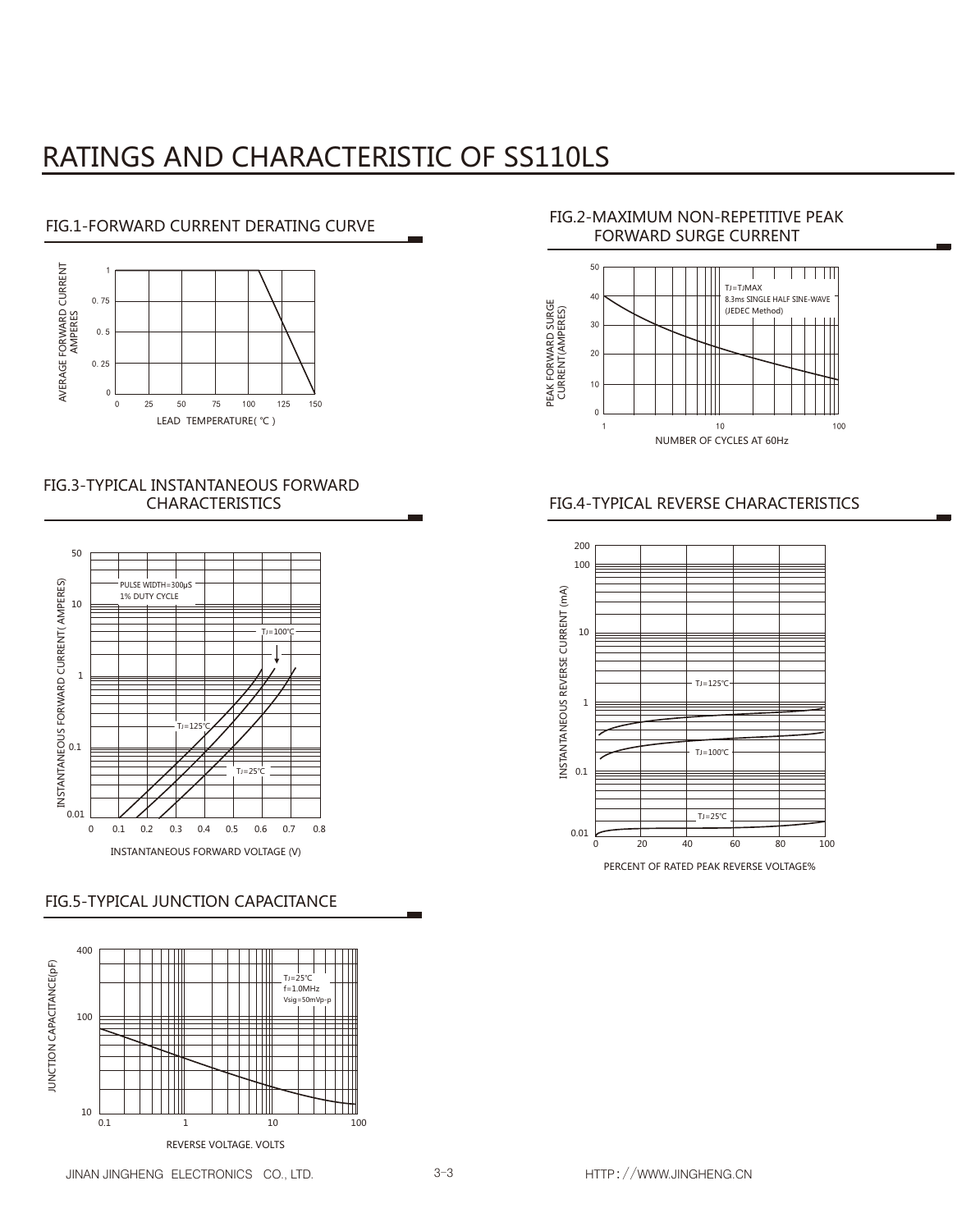# RATINGS AND CHARACTERISTIC OF SS110LS

## FIG.1-FORWARD CURRENT DERATING CURVE

AVERAGE FORWARD CURRENT AMPERES

1
0. 75
0. 5
0. 25
0

0 25 50 75 100 125 150

LEAD TEMPERATURE( ℃ )

## FIG.2-MAXIMUM NON-REPETITIVE PEAK FORWARD SURGE CURRENT

PEAK FORWARD SURGE CURRENT(AMPERES)

50
40
30
20
10
0

TJ=TJMAX
8.3ms SINGLE HALF SINE-WAVE
(JEDEC Method)

1 10 100

NUMBER OF CYCLES AT 60Hz

## FIG.3-TYPICAL INSTANTANEOUS FORWARD CHARACTERISTICS

INSTANTANEOUS FORWARD CURRENT( AMPERES)

50
10
1
0.1
0.01

PULSE WIDTH=300μS
1% DUTY CYCLE

TJ=100℃
TJ=125℃
TJ=25℃

0 0.1 0.2 0.3 0.4 0.5 0.6 0.7 0.8

INSTANTANEOUS FORWARD VOLTAGE (V)

## FIG.4-TYPICAL REVERSE CHARACTERISTICS

INSTANTANEOUS REVERSE CURRENT (mA)

200
100
10
1
0.1
0.01

TJ=125℃
TJ=100℃
TJ=25℃

0 20 40 60 80 100

PERCENT OF RATED PEAK REVERSE VOLTAGE%

## FIG.5-TYPICAL JUNCTION CAPACITANCE

JUNCTION CAPACITANCE(pF)

400
100
10

TJ=25℃
f=1.0MHz
Vsig=50mVp-p

0.1 1 10 100

REVERSE VOLTAGE. VOLTS

JINAN JINGHENG ELECTRONICS CO., LTD.

HTTP://WWW.JINGHENG.CN